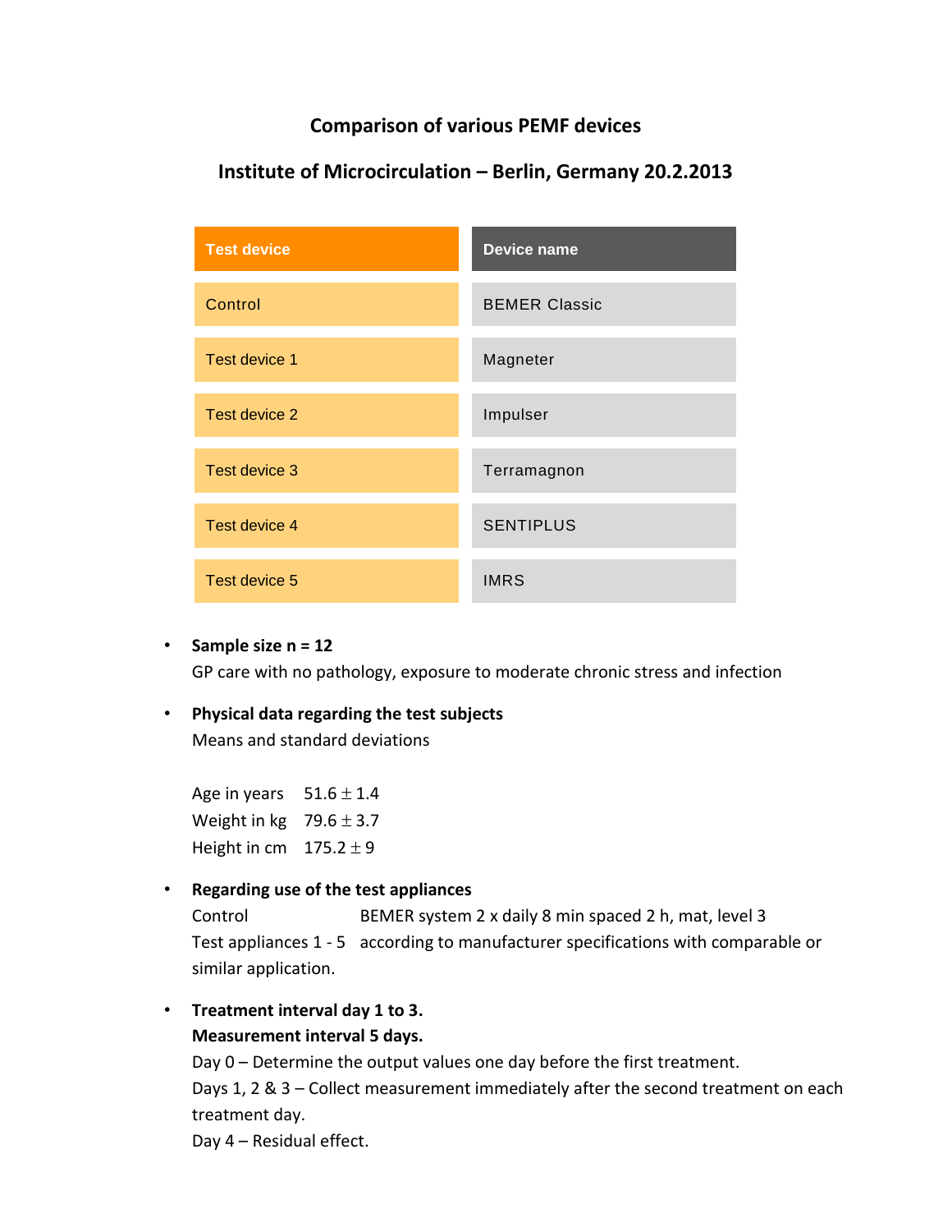# Comparison of various PEMF devices

## Institute of Microcirculation – Berlin, Germany 20.2.2013

| Test device | Device name |
|---|---|
| Control | BEMER Classic |
| Test device 1 | Magneter |
| Test device 2 | Impulser |
| Test device 3 | Terramagnon |
| Test device 4 | SENTIPLUS |
| Test device 5 | IMRS |

- **Sample size n = 12**
  GP care with no pathology, exposure to moderate chronic stress and infection

- **Physical data regarding the test subjects**
  Means and standard deviations

  Age in years $51.6 \pm 1.4$
  Weight in kg $79.6 \pm 3.7$
  Height in cm $175.2 \pm 9$

- **Regarding use of the test appliances**
  Control BEMER system 2 x daily 8 min spaced 2 h, mat, level 3
  Test appliances 1 - 5 according to manufacturer specifications with comparable or similar application.

- **Treatment interval day 1 to 3.**
  **Measurement interval 5 days.**
  Day 0 – Determine the output values one day before the first treatment.
  Days 1, 2 & 3 – Collect measurement immediately after the second treatment on each treatment day.
  Day 4 – Residual effect.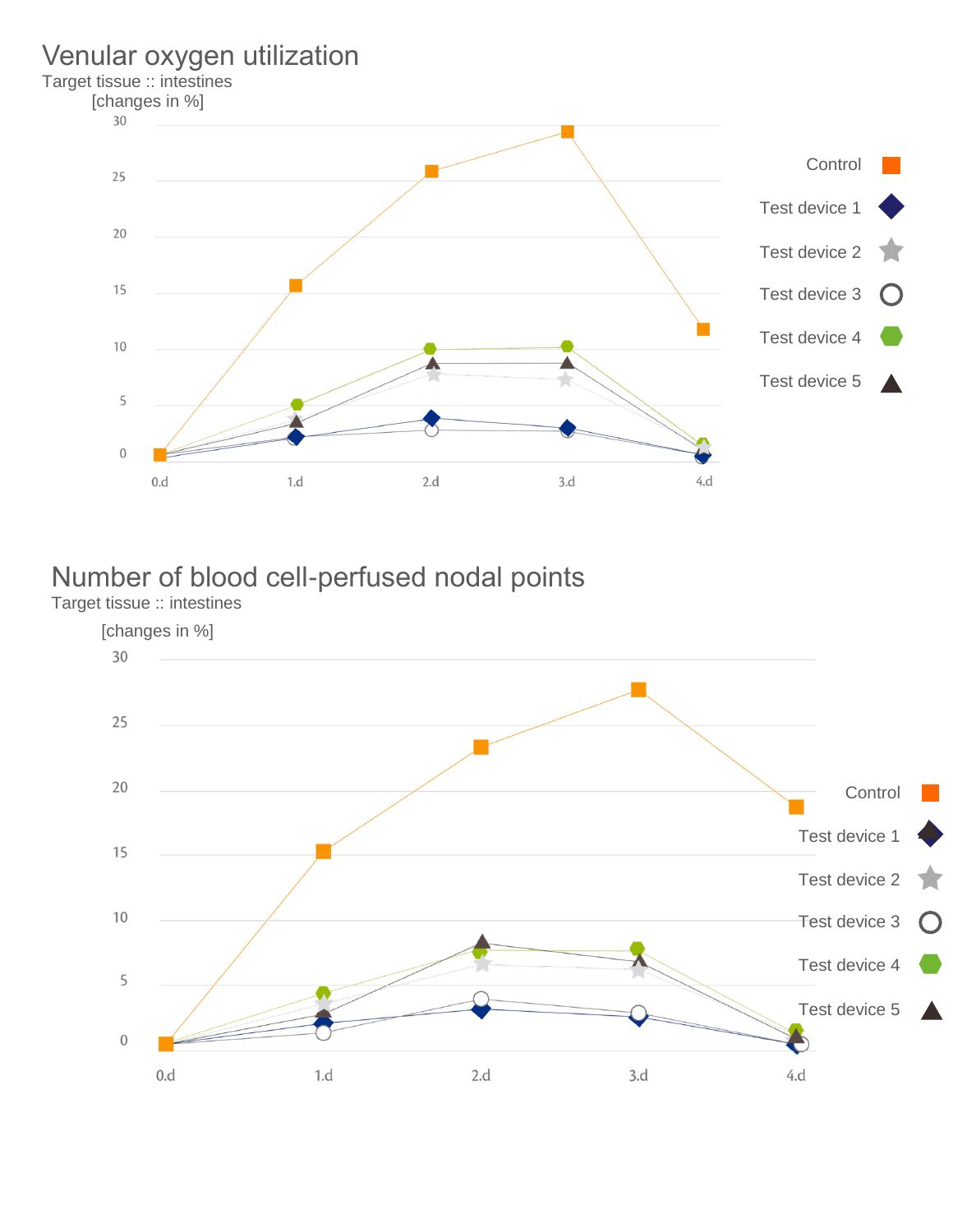## Venular oxygen utilization

Target tissue :: intestines

[changes in %]

30
25
20
15
10
5
0

0.d 1.d 2.d 3.d 4.d

Control
Test device 1
Test device 2
Test device 3
Test device 4
Test device 5

## Number of blood cell-perfused nodal points

Target tissue :: intestines

[changes in %]

30
25
20
15
10
5
0

0.d 1.d 2.d 3.d 4.d

Control
Test device 1
Test device 2
Test device 3
Test device 4
Test device 5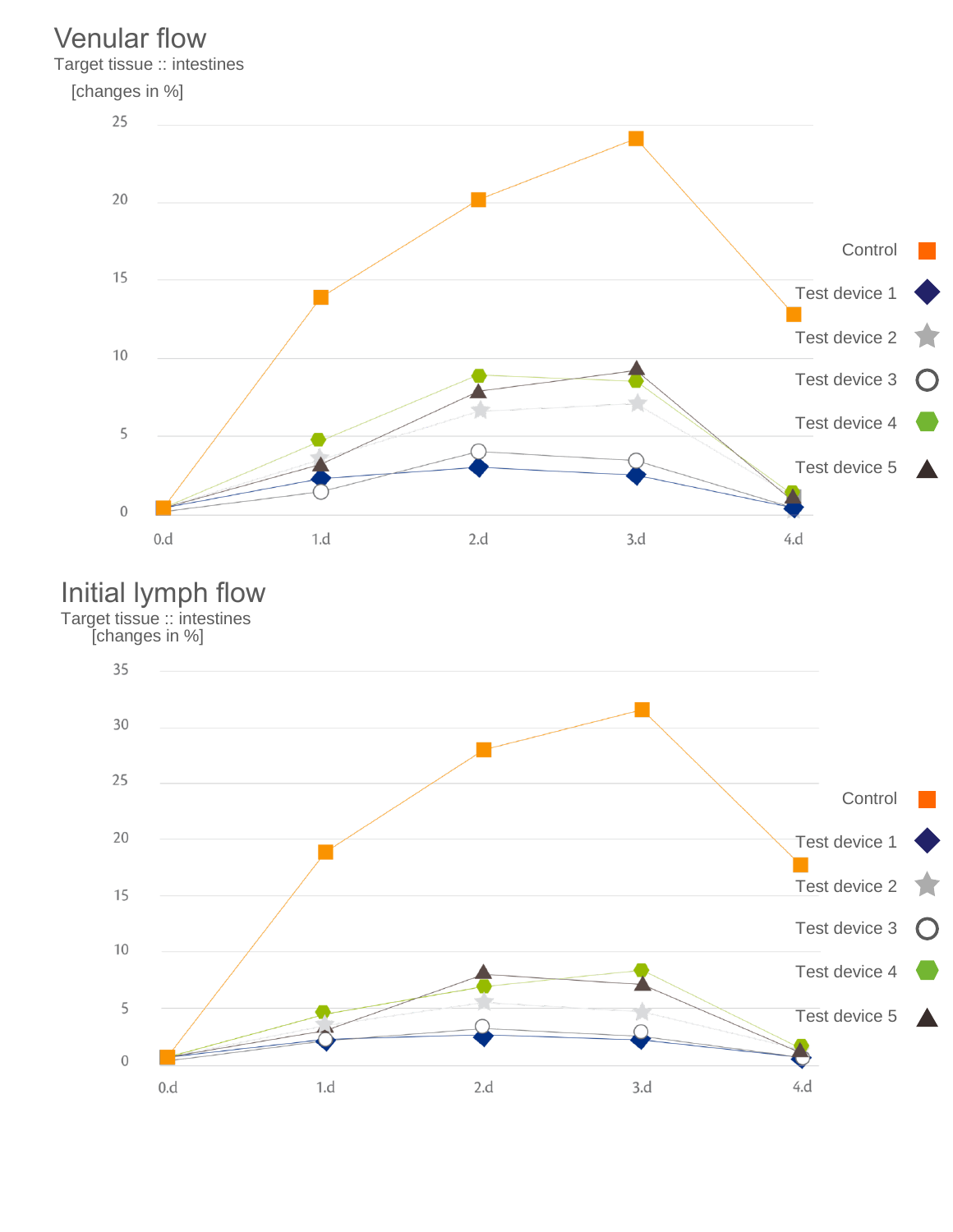Venular flow

Target tissue :: intestines

[changes in %]

25

20

15

10

5

0

0.d 1.d 2.d 3.d 4.d

Control

Test device 1

Test device 2

Test device 3

Test device 4

Test device 5

Initial lymph flow

Target tissue :: intestines

[changes in %]

35

30

25

20

15

10

5

0

0.d 1.d 2.d 3.d 4.d

Control

Test device 1

Test device 2

Test device 3

Test device 4

Test device 5